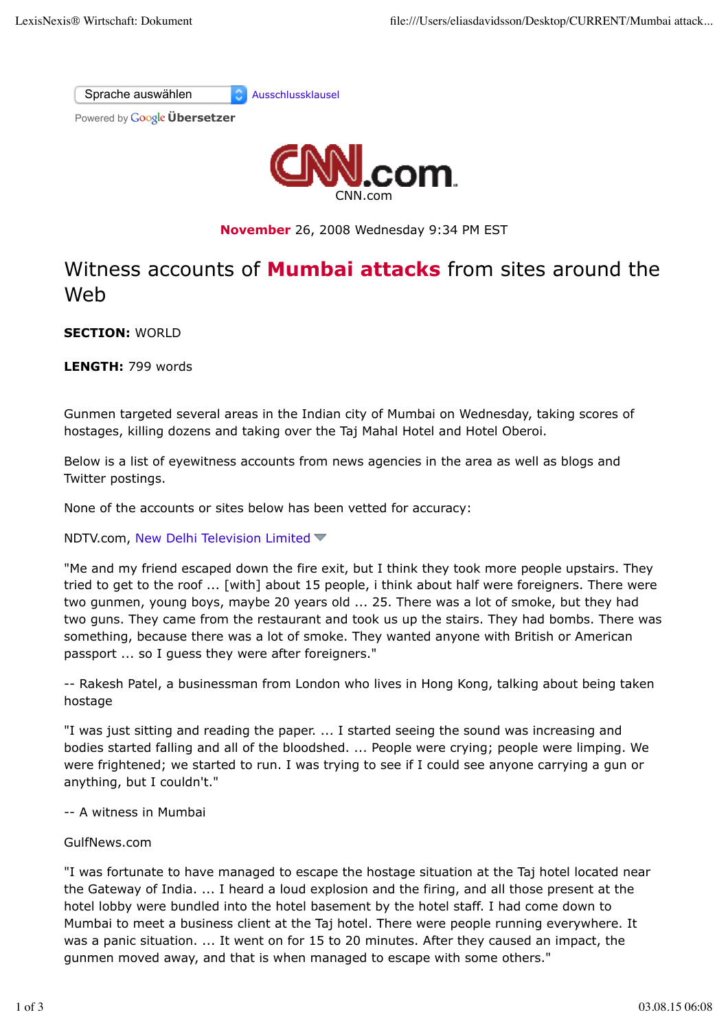Sprache auswählen Ausschlussklausel

Powered by Google Übersetzer

CNN.com

November 26, 2008 Wednesday 9:34 PM EST

# Witness accounts of Mumbai attacks from sites around the Web

**SECTION:** WORLD

**LENGTH:** 799 words

Gunmen targeted several areas in the Indian city of Mumbai on Wednesday, taking scores of hostages, killing dozens and taking over the Taj Mahal Hotel and Hotel Oberoi.

Below is a list of eyewitness accounts from news agencies in the area as well as blogs and Twitter postings.

None of the accounts or sites below has been vetted for accuracy:

NDTV.com, New Delhi Television Limited

"Me and my friend escaped down the fire exit, but I think they took more people upstairs. They tried to get to the roof ... [with] about 15 people, i think about half were foreigners. There were two gunmen, young boys, maybe 20 years old ... 25. There was a lot of smoke, but they had two guns. They came from the restaurant and took us up the stairs. They had bombs. There was something, because there was a lot of smoke. They wanted anyone with British or American passport ... so I guess they were after foreigners."

-- Rakesh Patel, a businessman from London who lives in Hong Kong, talking about being taken hostage

"I was just sitting and reading the paper. ... I started seeing the sound was increasing and bodies started falling and all of the bloodshed. ... People were crying; people were limping. We were frightened; we started to run. I was trying to see if I could see anyone carrying a gun or anything, but I couldn't."

-- A witness in Mumbai

GulfNews.com

"I was fortunate to have managed to escape the hostage situation at the Taj hotel located near the Gateway of India. ... I heard a loud explosion and the firing, and all those present at the hotel lobby were bundled into the hotel basement by the hotel staff. I had come down to Mumbai to meet a business client at the Taj hotel. There were people running everywhere. It was a panic situation. ... It went on for 15 to 20 minutes. After they caused an impact, the gunmen moved away, and that is when managed to escape with some others."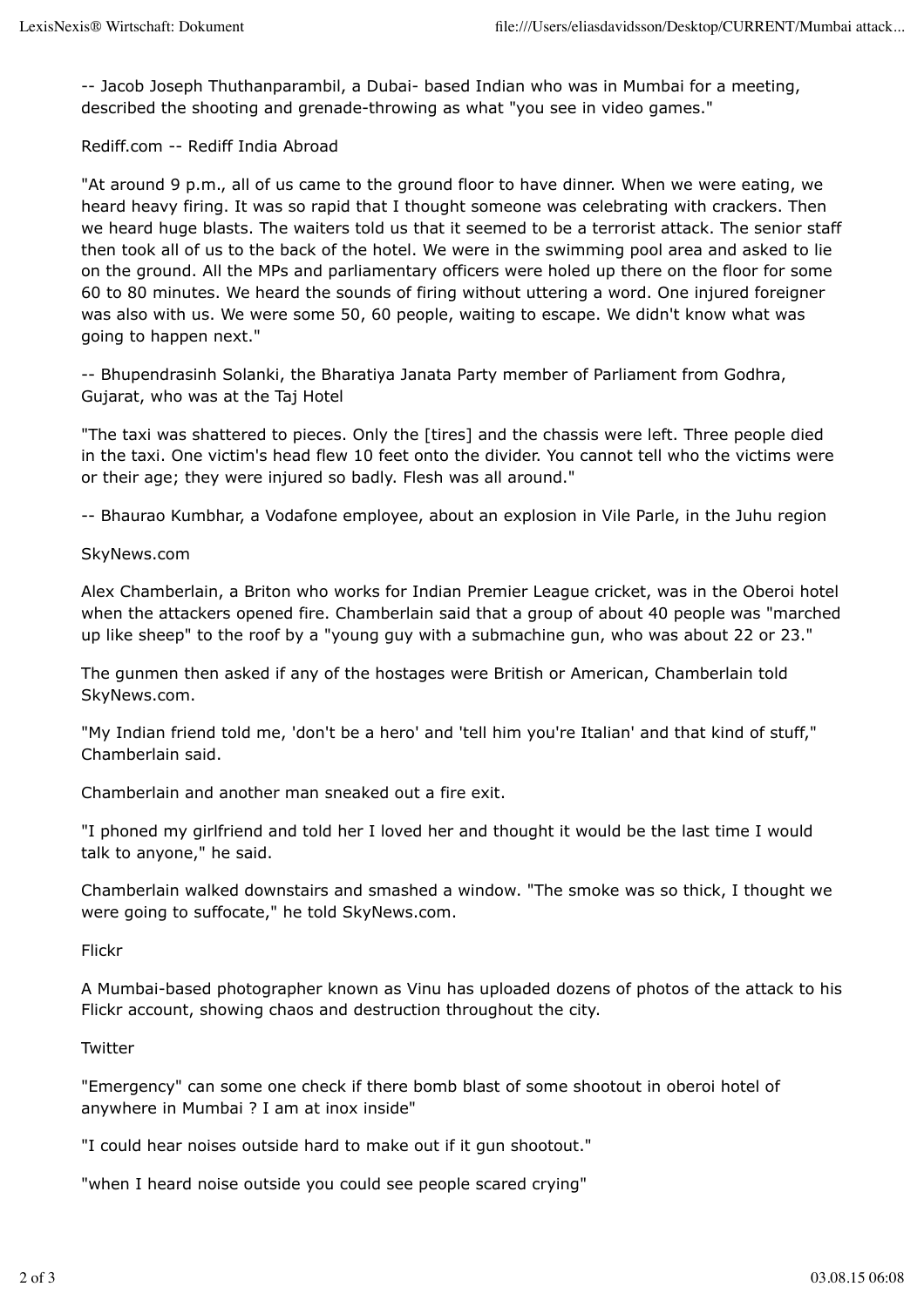-- Jacob Joseph Thuthanparambil, a Dubai- based Indian who was in Mumbai for a meeting, described the shooting and grenade-throwing as what "you see in video games."

Rediff.com -- Rediff India Abroad

"At around 9 p.m., all of us came to the ground floor to have dinner. When we were eating, we heard heavy firing. It was so rapid that I thought someone was celebrating with crackers. Then we heard huge blasts. The waiters told us that it seemed to be a terrorist attack. The senior staff then took all of us to the back of the hotel. We were in the swimming pool area and asked to lie on the ground. All the MPs and parliamentary officers were holed up there on the floor for some 60 to 80 minutes. We heard the sounds of firing without uttering a word. One injured foreigner was also with us. We were some 50, 60 people, waiting to escape. We didn't know what was going to happen next."

-- Bhupendrasinh Solanki, the Bharatiya Janata Party member of Parliament from Godhra, Gujarat, who was at the Taj Hotel

"The taxi was shattered to pieces. Only the [tires] and the chassis were left. Three people died in the taxi. One victim's head flew 10 feet onto the divider. You cannot tell who the victims were or their age; they were injured so badly. Flesh was all around."

-- Bhaurao Kumbhar, a Vodafone employee, about an explosion in Vile Parle, in the Juhu region

SkyNews.com

Alex Chamberlain, a Briton who works for Indian Premier League cricket, was in the Oberoi hotel when the attackers opened fire. Chamberlain said that a group of about 40 people was "marched up like sheep" to the roof by a "young guy with a submachine gun, who was about 22 or 23."

The gunmen then asked if any of the hostages were British or American, Chamberlain told SkyNews.com.

"My Indian friend told me, 'don't be a hero' and 'tell him you're Italian' and that kind of stuff," Chamberlain said.

Chamberlain and another man sneaked out a fire exit.

"I phoned my girlfriend and told her I loved her and thought it would be the last time I would talk to anyone," he said.

Chamberlain walked downstairs and smashed a window. "The smoke was so thick, I thought we were going to suffocate," he told SkyNews.com.

Flickr

A Mumbai-based photographer known as Vinu has uploaded dozens of photos of the attack to his Flickr account, showing chaos and destruction throughout the city.

Twitter

"Emergency" can some one check if there bomb blast of some shootout in oberoi hotel of anywhere in Mumbai ? I am at inox inside"

"I could hear noises outside hard to make out if it gun shootout."

"when I heard noise outside you could see people scared crying"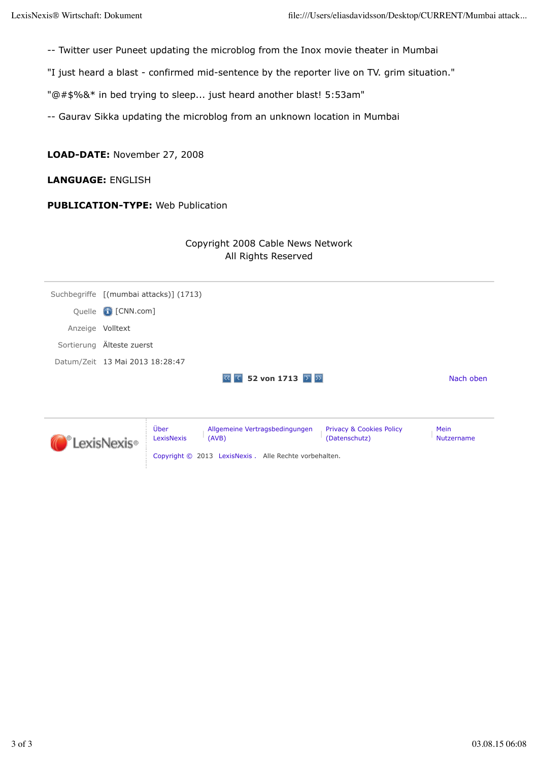-- Twitter user Puneet updating the microblog from the Inox movie theater in Mumbai

"I just heard a blast - confirmed mid-sentence by the reporter live on TV. grim situation."

"@#$%&* in bed trying to sleep... just heard another blast! 5:53am"

-- Gaurav Sikka updating the microblog from an unknown location in Mumbai

**LOAD-DATE:** November 27, 2008

**LANGUAGE:** ENGLISH

**PUBLICATION-TYPE:** Web Publication

Copyright 2008 Cable News Network
All Rights Reserved

| | |
|---|---|
| Suchbegriffe | [(mumbai attacks)] (1713) |
| Quelle | [CNN.com] |
| Anzeige | Volltext |
| Sortierung | Älteste zuerst |
| Datum/Zeit | 13 Mai 2013 18:28:47 |

52 von 1713

Nach oben

LexisNexis®

Über LexisNexis | Allgemeine Vertragsbedingungen (AVB) | Privacy & Cookies Policy (Datenschutz) | Mein Nutzername

Copyright © 2013 LexisNexis . Alle Rechte vorbehalten.